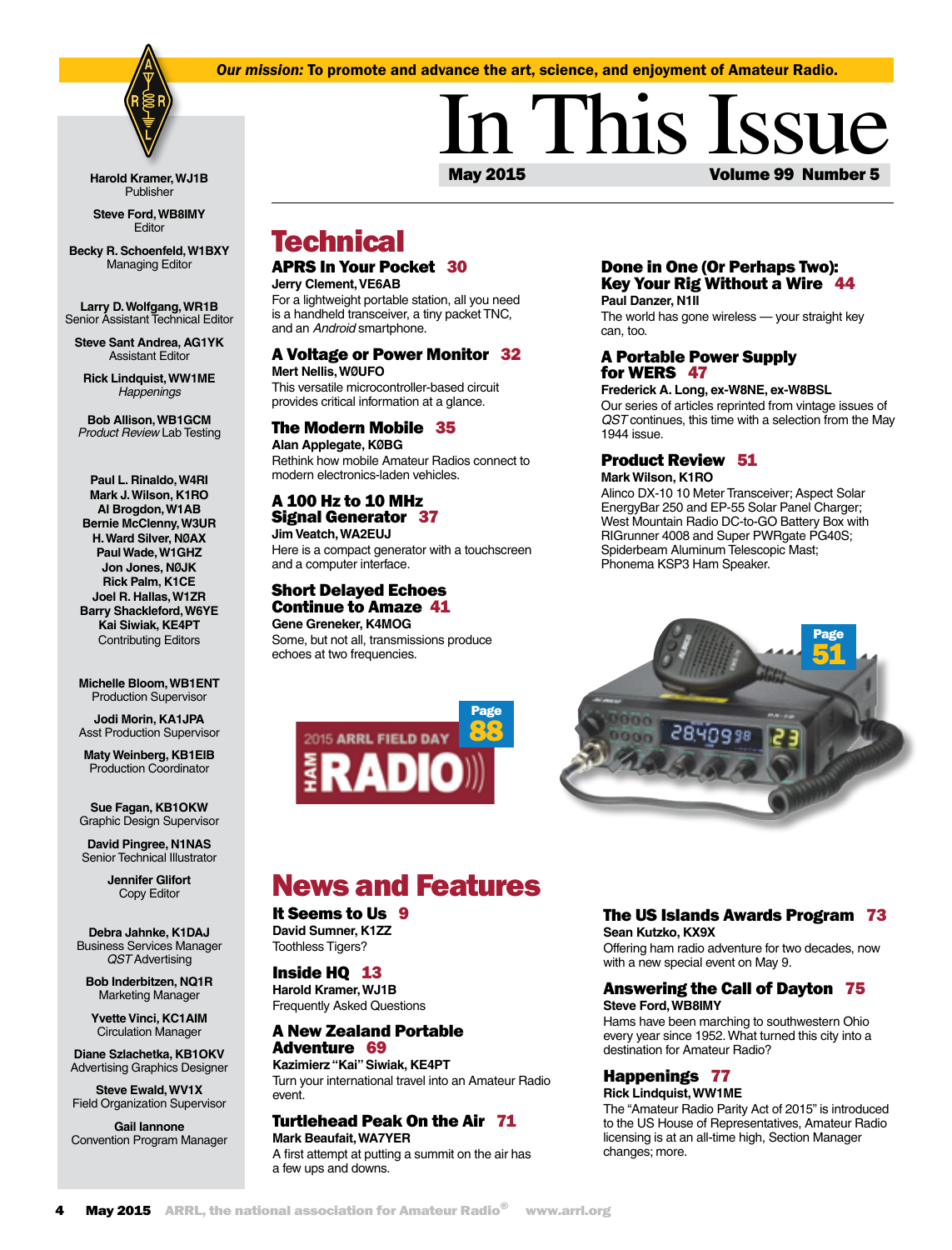*Our mission:* To promote and advance the art, science, and enjoyment of Amateur Radio.

# In This Issue

**May 2015** **Volume 99 Number 5**

**Harold Kramer, WJ1B**
Publisher

**Steve Ford, WB8IMY**
Editor

**Becky R. Schoenfeld, W1BXY**
Managing Editor

**Larry D. Wolfgang, WR1B**
Senior Assistant Technical Editor

**Steve Sant Andrea, AG1YK**
Assistant Editor

**Rick Lindquist, WW1ME**
*Happenings*

**Bob Allison, WB1GCM**
*Product Review* Lab Testing

**Paul L. Rinaldo, W4RI**
**Mark J. Wilson, K1RO**
**Al Brogdon, W1AB**
**Bernie McClenny, W3UR**
**H. Ward Silver, NØAX**
**Paul Wade, W1GHZ**
**Jon Jones, NØJK**
**Rick Palm, K1CE**
**Joel R. Hallas, W1ZR**
**Barry Shackleford, W6YE**
**Kai Siwiak, KE4PT**
Contributing Editors

**Michelle Bloom, WB1ENT**
Production Supervisor

**Jodi Morin, KA1JPA**
Asst Production Supervisor

**Maty Weinberg, KB1EIB**
Production Coordinator

**Sue Fagan, KB1OKW**
Graphic Design Supervisor

**David Pingree, N1NAS**
Senior Technical Illustrator

**Jennifer Glifort**
Copy Editor

**Debra Jahnke, K1DAJ**
Business Services Manager
*QST* Advertising

**Bob Inderbitzen, NQ1R**
Marketing Manager

**Yvette Vinci, KC1AIM**
Circulation Manager

**Diane Szlachetka, KB1OKV**
Advertising Graphics Designer

**Steve Ewald, WV1X**
Field Organization Supervisor

**Gail Iannone**
Convention Program Manager

## Technical

### APRS In Your Pocket 30
**Jerry Clement, VE6AB**
For a lightweight portable station, all you need is a handheld transceiver, a tiny packet TNC, and an *Android* smartphone.

### A Voltage or Power Monitor 32
**Mert Nellis, WØUFO**
This versatile microcontroller-based circuit provides critical information at a glance.

### The Modern Mobile 35
**Alan Applegate, KØBG**
Rethink how mobile Amateur Radios connect to modern electronics-laden vehicles.

### A 100 Hz to 10 MHz Signal Generator 37
**Jim Veatch, WA2EUJ**
Here is a compact generator with a touchscreen and a computer interface.

### Short Delayed Echoes Continue to Amaze 41
**Gene Greneker, K4MOG**
Some, but not all, transmissions produce echoes at two frequencies.

### Done in One (Or Perhaps Two): Key Your Rig Without a Wire 44
**Paul Danzer, N1II**
The world has gone wireless — your straight key can, too.

### A Portable Power Supply for WERS 47
**Frederick A. Long, ex-W8NE, ex-W8BSL**
Our series of articles reprinted from vintage issues of *QST* continues, this time with a selection from the May 1944 issue.

### Product Review 51
**Mark Wilson, K1RO**
Alinco DX-10 10 Meter Transceiver; Aspect Solar EnergyBar 250 and EP-55 Solar Panel Charger; West Mountain Radio DC-to-GO Battery Box with RIGrunner 4008 and Super PWRgate PG40S; Spiderbeam Aluminum Telescopic Mast; Phonema KSP3 Ham Speaker.

Page 88 — 2015 ARRL FIELD DAY HAM RADIO

Page 51

## News and Features

### It Seems to Us 9
**David Sumner, K1ZZ**
Toothless Tigers?

### Inside HQ 13
**Harold Kramer, WJ1B**
Frequently Asked Questions

### A New Zealand Portable Adventure 69
**Kazimierz "Kai" Siwiak, KE4PT**
Turn your international travel into an Amateur Radio event.

### Turtlehead Peak On the Air 71
**Mark Beaufait, WA7YER**
A first attempt at putting a summit on the air has a few ups and downs.

### The US Islands Awards Program 73
**Sean Kutzko, KX9X**
Offering ham radio adventure for two decades, now with a new special event on May 9.

### Answering the Call of Dayton 75
**Steve Ford, WB8IMY**
Hams have been marching to southwestern Ohio every year since 1952. What turned this city into a destination for Amateur Radio?

### Happenings 77
**Rick Lindquist, WW1ME**
The "Amateur Radio Parity Act of 2015" is introduced to the US House of Representatives, Amateur Radio licensing is at an all-time high, Section Manager changes; more.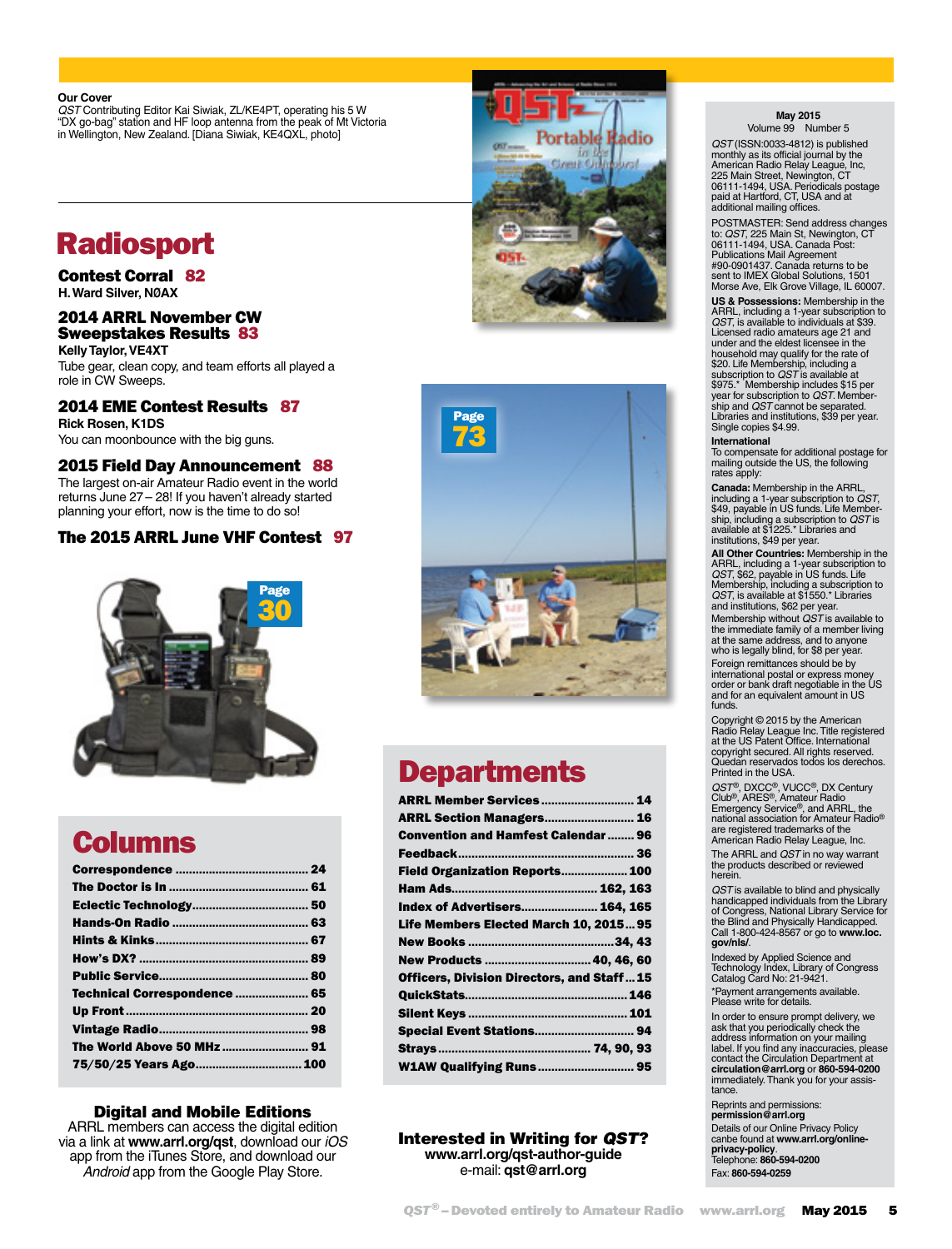**Our Cover**

*QST* Contributing Editor Kai Siwiak, ZL/KE4PT, operating his 5 W "DX go-bag" station and HF loop antenna from the peak of Mt Victoria in Wellington, New Zealand. [Diana Siwiak, KE4QXL, photo]

# Radiosport

### Contest Corral 82
**H. Ward Silver, NØAX**

### 2014 ARRL November CW Sweepstakes Results 83
**Kelly Taylor, VE4XT**

Tube gear, clean copy, and team efforts all played a role in CW Sweeps.

### 2014 EME Contest Results 87
**Rick Rosen, K1DS**

You can moonbounce with the big guns.

### 2015 Field Day Announcement 88
The largest on-air Amateur Radio event in the world returns June 27 – 28! If you haven't already started planning your effort, now is the time to do so!

### The 2015 ARRL June VHF Contest 97

Page 30

Page 73

# Columns

- **Correspondence** ........ 24
- **The Doctor is In** ........ 61
- **Eclectic Technology** ........ 50
- **Hands-On Radio** ........ 63
- **Hints & Kinks** ........ 67
- **How's DX?** ........ 89
- **Public Service** ........ 80
- **Technical Correspondence** ........ 65
- **Up Front** ........ 20
- **Vintage Radio** ........ 98
- **The World Above 50 MHz** ........ 91
- **75/50/25 Years Ago** ........ 100

# Departments

- **ARRL Member Services** ........ 14
- **ARRL Section Managers** ........ 16
- **Convention and Hamfest Calendar** ........ 96
- **Feedback** ........ 36
- **Field Organization Reports** ........ 100
- **Ham Ads** ........ 162, 163
- **Index of Advertisers** ........ 164, 165
- **Life Members Elected March 10, 2015** ... 95
- **New Books** ........ 34, 43
- **New Products** ........ 40, 46, 60
- **Officers, Division Directors, and Staff** ... 15
- **QuickStats** ........ 146
- **Silent Keys** ........ 101
- **Special Event Stations** ........ 94
- **Strays** ........ 74, 90, 93
- **W1AW Qualifying Runs** ........ 95

### Digital and Mobile Editions
ARRL members can access the digital edition via a link at **www.arrl.org/qst**, download our *iOS* app from the iTunes Store, and download our *Android* app from the Google Play Store.

### Interested in Writing for *QST*?
**www.arrl.org/qst-author-guide**
e-mail: **qst@arrl.org**

---

**May 2015**
Volume 99 Number 5

*QST* (ISSN:0033-4812) is published monthly as its official journal by the American Radio Relay League, Inc, 225 Main Street, Newington, CT 06111-1494, USA. Periodicals postage paid at Hartford, CT, USA and at additional mailing offices.

POSTMASTER: Send address changes to: *QST*, 225 Main St, Newington, CT 06111-1494, USA. Canada Post: Publications Mail Agreement #90-0901437. Canada returns to be sent to IMEX Global Solutions, 1501 Morse Ave, Elk Grove Village, IL 60007.

**US & Possessions:** Membership in the ARRL, including a 1-year subscription to *QST*, is available to individuals at $39. Licensed radio amateurs age 21 and under and the eldest licensee in the household may qualify for the rate of $20. Life Membership, including a subscription to *QST* is available at $975.* Membership includes $15 per year for subscription to *QST*. Membership and *QST* cannot be separated. Libraries and institutions, $39 per year. Single copies $4.99.

**International**
To compensate for additional postage for mailing outside the US, the following rates apply:

**Canada:** Membership in the ARRL, including a 1-year subscription to *QST*, $49, payable in US funds. Life Membership, including a subscription to *QST* is available at $1225.* Libraries and institutions, $49 per year.

**All Other Countries:** Membership in the ARRL, including a 1-year subscription to *QST*, $62, payable in US funds. Life Membership, including a subscription to *QST*, is available at $1550.* Libraries and institutions, $62 per year.

Membership without *QST* is available to the immediate family of a member living at the same address, and to anyone who is legally blind, for $8 per year.

Foreign remittances should be by international postal or express money order or bank draft negotiable in the US and for an equivalent amount in US funds.

Copyright © 2015 by the American Radio Relay League Inc. Title registered at the US Patent Office. International copyright secured. All rights reserved. Quedan reservados todos los derechos. Printed in the USA.

*QST*®, DXCC®, VUCC®, DX Century Club®, ARES®, Amateur Radio Emergency Service®, and ARRL, the national association for Amateur Radio® are registered trademarks of the American Radio Relay League, Inc.

The ARRL and *QST* in no way warrant the products described or reviewed herein.

*QST* is available to blind and physically handicapped individuals from the Library of Congress, National Library Service for the Blind and Physically Handicapped. Call 1-800-424-8567 or go to **www.loc.gov/nls/**.

Indexed by Applied Science and Technology Index, Library of Congress Catalog Card No: 21-9421.

*Payment arrangements available. Please write for details.

In order to ensure prompt delivery, we ask that you periodically check the address information on your mailing label. If you find any inaccuracies, please contact the Circulation Department at **circulation@arrl.org** or **860-594-0200** immediately. Thank you for your assistance.

Reprints and permissions: **permission@arrl.org**

Details of our Online Privacy Policy canbe found at **www.arrl.org/online-privacy-policy**.
Telephone: **860-594-0200**
Fax: **860-594-0259**